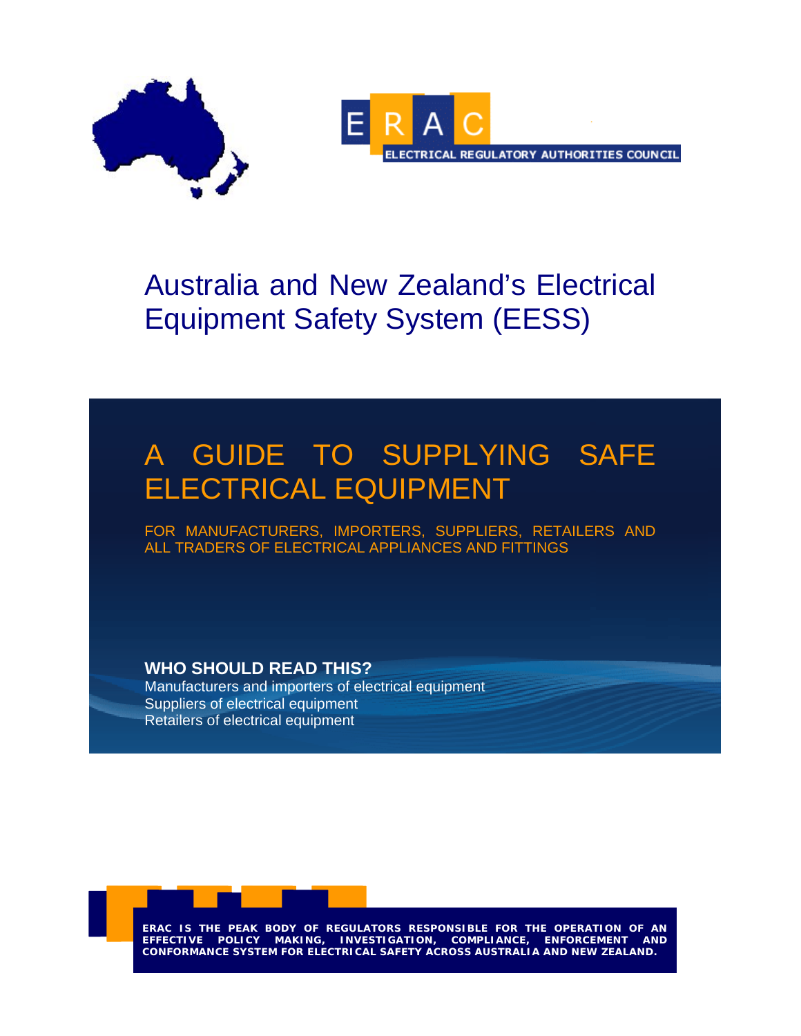E R A C

ELECTRICAL REGULATORY AUTHORITIES COUNCIL

# Australia and New Zealand's Electrical Equipment Safety System (EESS)

## A GUIDE TO SUPPLYING SAFE ELECTRICAL EQUIPMENT

FOR MANUFACTURERS, IMPORTERS, SUPPLIERS, RETAILERS AND ALL TRADERS OF ELECTRICAL APPLIANCES AND FITTINGS

**WHO SHOULD READ THIS?**

Manufacturers and importers of electrical equipment
Suppliers of electrical equipment
Retailers of electrical equipment

**ERAC IS THE PEAK BODY OF REGULATORS RESPONSIBLE FOR THE OPERATION OF AN EFFECTIVE POLICY MAKING, INVESTIGATION, COMPLIANCE, ENFORCEMENT AND CONFORMANCE SYSTEM FOR ELECTRICAL SAFETY ACROSS AUSTRALIA AND NEW ZEALAND.**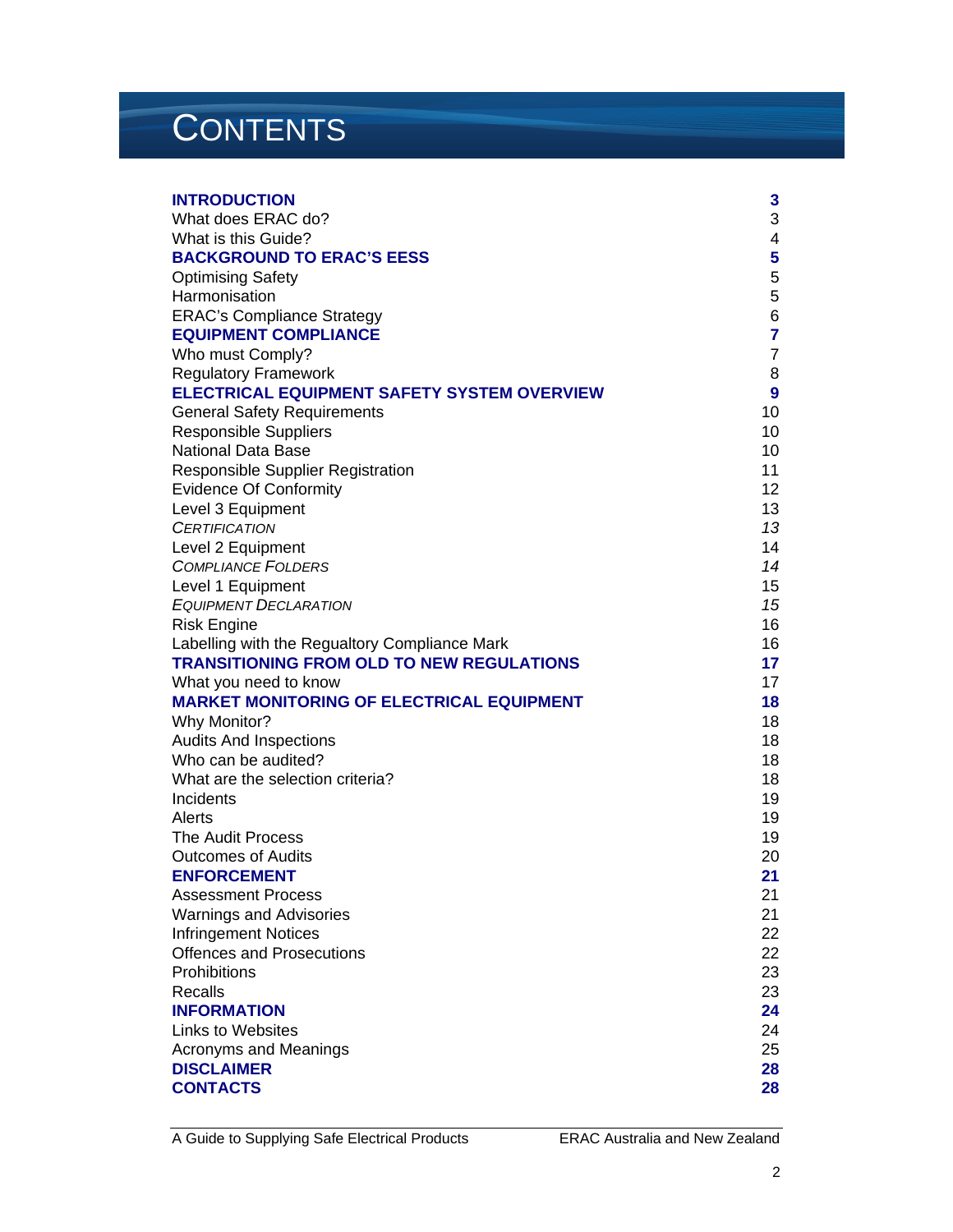# CONTENTS

| | |
|---|---|
| **INTRODUCTION** | **3** |
| What does ERAC do? | 3 |
| What is this Guide? | 4 |
| **BACKGROUND TO ERAC'S EESS** | **5** |
| Optimising Safety | 5 |
| Harmonisation | 5 |
| ERAC's Compliance Strategy | 6 |
| **EQUIPMENT COMPLIANCE** | **7** |
| Who must Comply? | 7 |
| Regulatory Framework | 8 |
| **ELECTRICAL EQUIPMENT SAFETY SYSTEM OVERVIEW** | **9** |
| General Safety Requirements | 10 |
| Responsible Suppliers | 10 |
| National Data Base | 10 |
| Responsible Supplier Registration | 11 |
| Evidence Of Conformity | 12 |
| Level 3 Equipment | 13 |
| *CERTIFICATION* | *13* |
| Level 2 Equipment | 14 |
| *COMPLIANCE FOLDERS* | *14* |
| Level 1 Equipment | 15 |
| *EQUIPMENT DECLARATION* | *15* |
| Risk Engine | 16 |
| Labelling with the Regualtory Compliance Mark | 16 |
| **TRANSITIONING FROM OLD TO NEW REGULATIONS** | **17** |
| What you need to know | 17 |
| **MARKET MONITORING OF ELECTRICAL EQUIPMENT** | **18** |
| Why Monitor? | 18 |
| Audits And Inspections | 18 |
| Who can be audited? | 18 |
| What are the selection criteria? | 18 |
| Incidents | 19 |
| Alerts | 19 |
| The Audit Process | 19 |
| Outcomes of Audits | 20 |
| **ENFORCEMENT** | **21** |
| Assessment Process | 21 |
| Warnings and Advisories | 21 |
| Infringement Notices | 22 |
| Offences and Prosecutions | 22 |
| Prohibitions | 23 |
| Recalls | 23 |
| **INFORMATION** | **24** |
| Links to Websites | 24 |
| Acronyms and Meanings | 25 |
| **DISCLAIMER** | **28** |
| **CONTACTS** | **28** |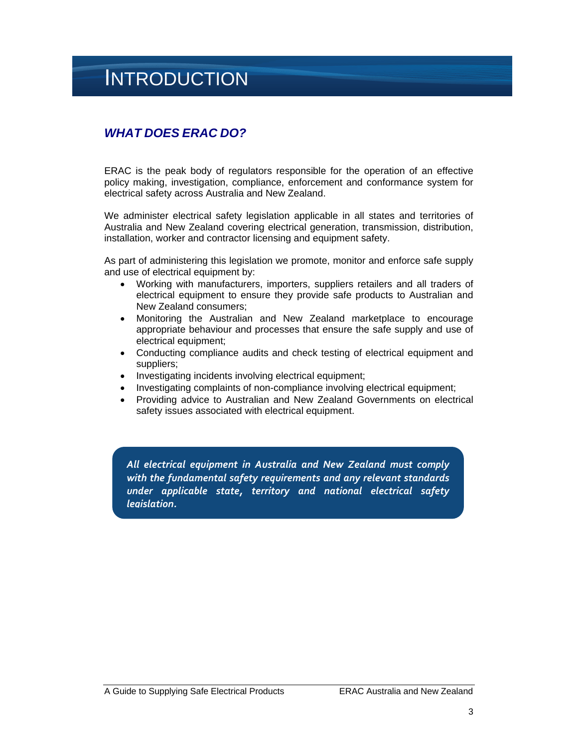# INTRODUCTION

## *WHAT DOES ERAC DO?*

ERAC is the peak body of regulators responsible for the operation of an effective policy making, investigation, compliance, enforcement and conformance system for electrical safety across Australia and New Zealand.

We administer electrical safety legislation applicable in all states and territories of Australia and New Zealand covering electrical generation, transmission, distribution, installation, worker and contractor licensing and equipment safety.

As part of administering this legislation we promote, monitor and enforce safe supply and use of electrical equipment by:

- Working with manufacturers, importers, suppliers retailers and all traders of electrical equipment to ensure they provide safe products to Australian and New Zealand consumers;
- Monitoring the Australian and New Zealand marketplace to encourage appropriate behaviour and processes that ensure the safe supply and use of electrical equipment;
- Conducting compliance audits and check testing of electrical equipment and suppliers;
- Investigating incidents involving electrical equipment;
- Investigating complaints of non-compliance involving electrical equipment;
- Providing advice to Australian and New Zealand Governments on electrical safety issues associated with electrical equipment.

> ***All electrical equipment in Australia and New Zealand must comply with the fundamental safety requirements and any relevant standards under applicable state, territory and national electrical safety legislation.***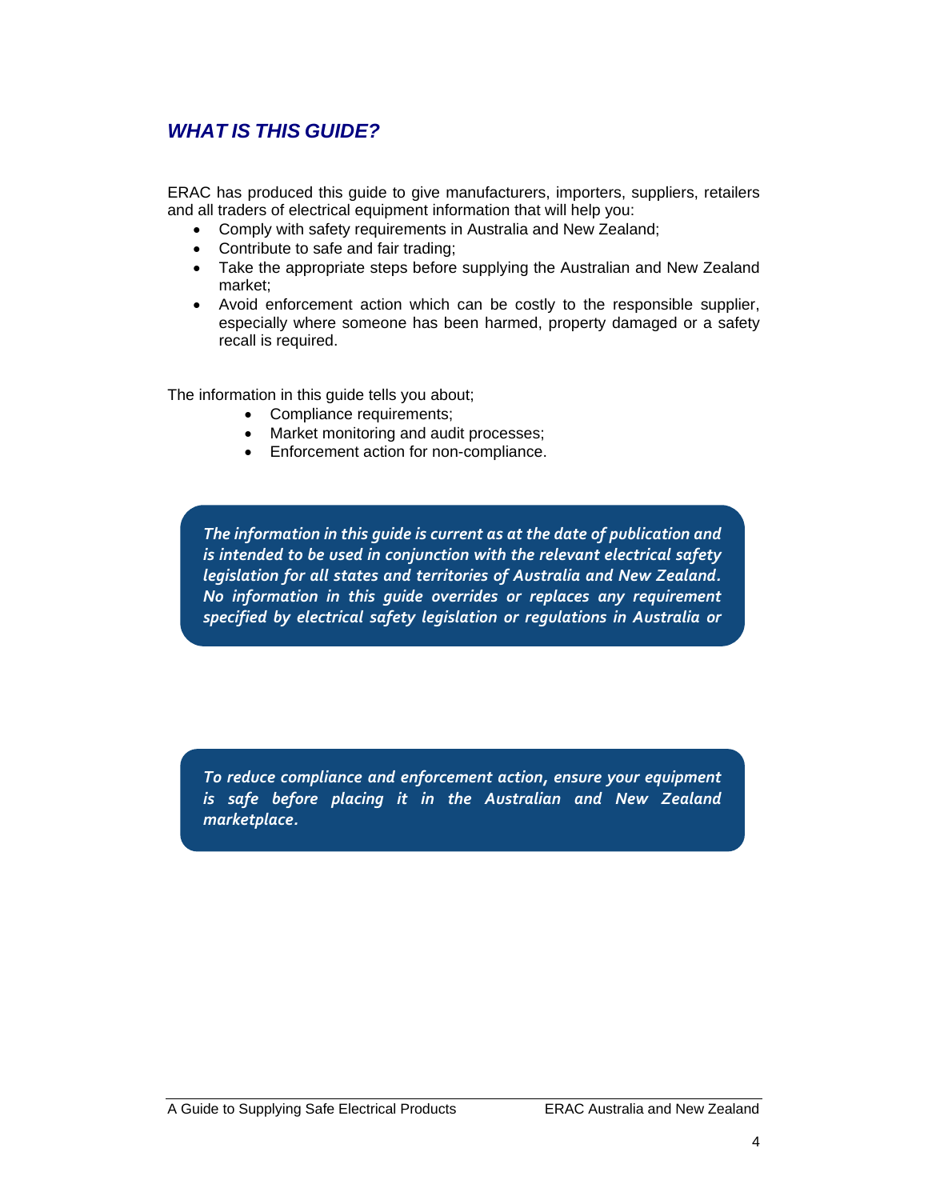## *WHAT IS THIS GUIDE?*

ERAC has produced this guide to give manufacturers, importers, suppliers, retailers and all traders of electrical equipment information that will help you:

- Comply with safety requirements in Australia and New Zealand;
- Contribute to safe and fair trading;
- Take the appropriate steps before supplying the Australian and New Zealand market;
- Avoid enforcement action which can be costly to the responsible supplier, especially where someone has been harmed, property damaged or a safety recall is required.

The information in this guide tells you about;

- Compliance requirements;
- Market monitoring and audit processes;
- Enforcement action for non-compliance.

***The information in this guide is current as at the date of publication and is intended to be used in conjunction with the relevant electrical safety legislation for all states and territories of Australia and New Zealand. No information in this guide overrides or replaces any requirement specified by electrical safety legislation or regulations in Australia or***

***To reduce compliance and enforcement action, ensure your equipment is safe before placing it in the Australian and New Zealand marketplace.***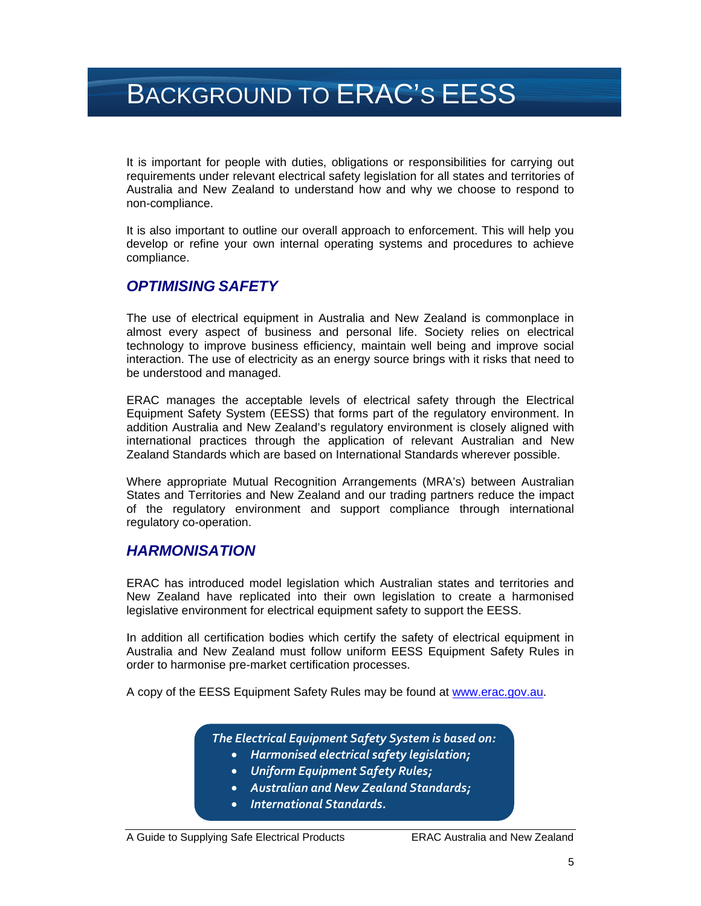# BACKGROUND TO ERAC'S EESS

It is important for people with duties, obligations or responsibilities for carrying out requirements under relevant electrical safety legislation for all states and territories of Australia and New Zealand to understand how and why we choose to respond to non-compliance.

It is also important to outline our overall approach to enforcement. This will help you develop or refine your own internal operating systems and procedures to achieve compliance.

## *OPTIMISING SAFETY*

The use of electrical equipment in Australia and New Zealand is commonplace in almost every aspect of business and personal life. Society relies on electrical technology to improve business efficiency, maintain well being and improve social interaction. The use of electricity as an energy source brings with it risks that need to be understood and managed.

ERAC manages the acceptable levels of electrical safety through the Electrical Equipment Safety System (EESS) that forms part of the regulatory environment. In addition Australia and New Zealand's regulatory environment is closely aligned with international practices through the application of relevant Australian and New Zealand Standards which are based on International Standards wherever possible.

Where appropriate Mutual Recognition Arrangements (MRA's) between Australian States and Territories and New Zealand and our trading partners reduce the impact of the regulatory environment and support compliance through international regulatory co-operation.

## *HARMONISATION*

ERAC has introduced model legislation which Australian states and territories and New Zealand have replicated into their own legislation to create a harmonised legislative environment for electrical equipment safety to support the EESS.

In addition all certification bodies which certify the safety of electrical equipment in Australia and New Zealand must follow uniform EESS Equipment Safety Rules in order to harmonise pre-market certification processes.

A copy of the EESS Equipment Safety Rules may be found at www.erac.gov.au.

***The Electrical Equipment Safety System is based on:***

- ***Harmonised electrical safety legislation;***
- ***Uniform Equipment Safety Rules;***
- ***Australian and New Zealand Standards;***
- ***International Standards.***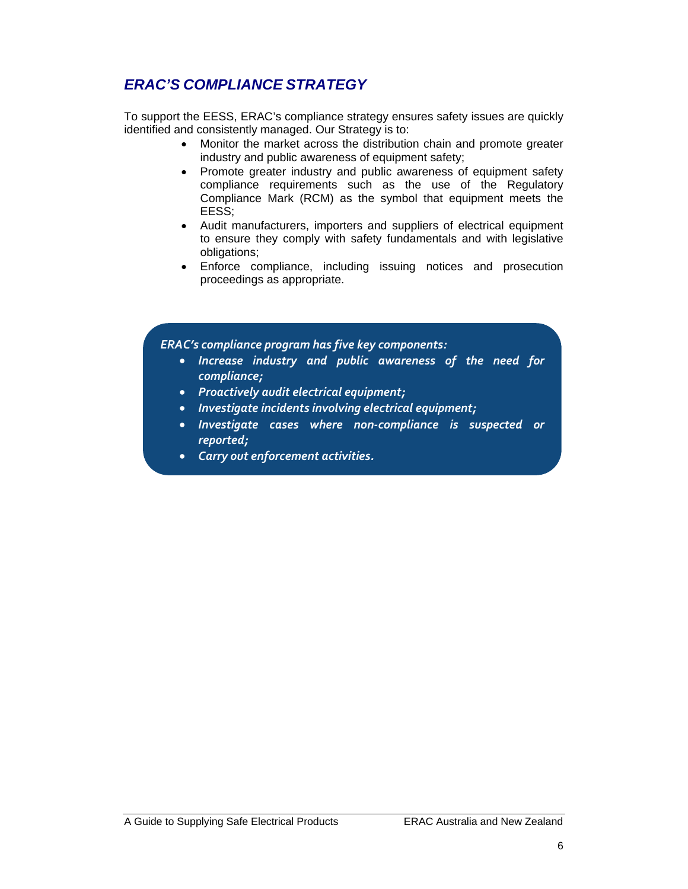## *ERAC'S COMPLIANCE STRATEGY*

To support the EESS, ERAC's compliance strategy ensures safety issues are quickly identified and consistently managed. Our Strategy is to:

- Monitor the market across the distribution chain and promote greater industry and public awareness of equipment safety;
- Promote greater industry and public awareness of equipment safety compliance requirements such as the use of the Regulatory Compliance Mark (RCM) as the symbol that equipment meets the EESS;
- Audit manufacturers, importers and suppliers of electrical equipment to ensure they comply with safety fundamentals and with legislative obligations;
- Enforce compliance, including issuing notices and prosecution proceedings as appropriate.

***ERAC's compliance program has five key components:***

- ***Increase industry and public awareness of the need for compliance;***
- ***Proactively audit electrical equipment;***
- ***Investigate incidents involving electrical equipment;***
- ***Investigate cases where non-compliance is suspected or reported;***
- ***Carry out enforcement activities.***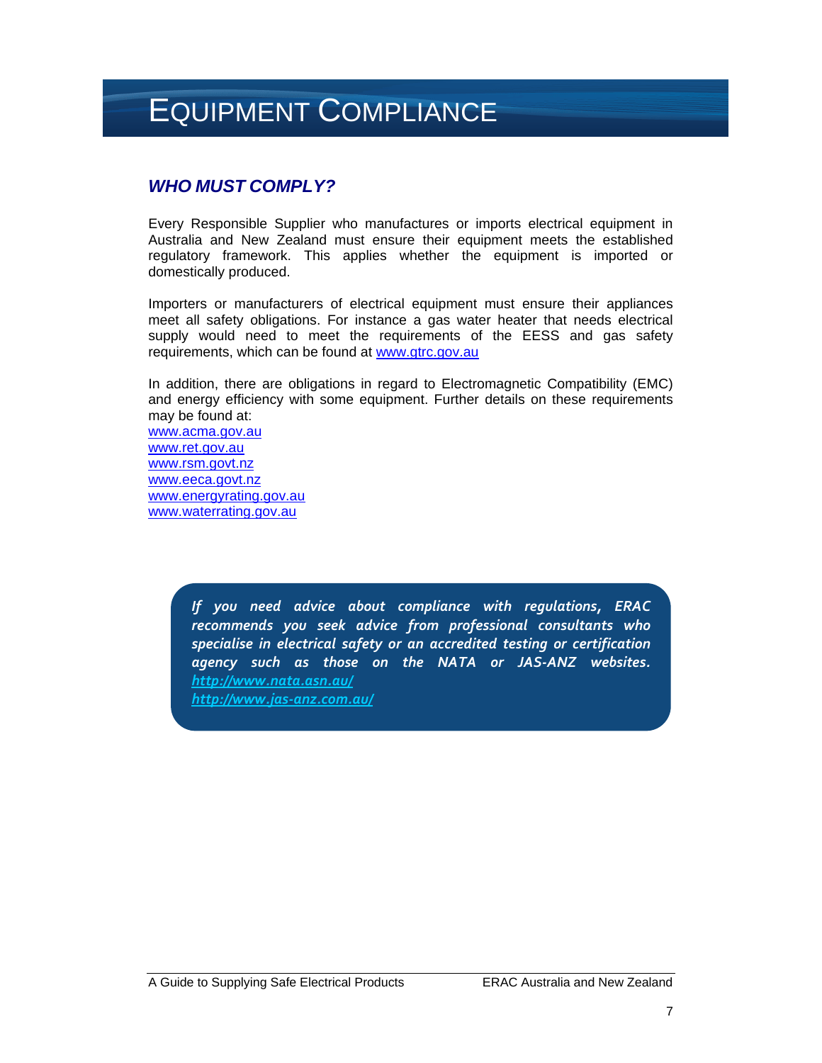# EQUIPMENT COMPLIANCE

## *WHO MUST COMPLY?*

Every Responsible Supplier who manufactures or imports electrical equipment in Australia and New Zealand must ensure their equipment meets the established regulatory framework. This applies whether the equipment is imported or domestically produced.

Importers or manufacturers of electrical equipment must ensure their appliances meet all safety obligations. For instance a gas water heater that needs electrical supply would need to meet the requirements of the EESS and gas safety requirements, which can be found at www.gtrc.gov.au

In addition, there are obligations in regard to Electromagnetic Compatibility (EMC) and energy efficiency with some equipment. Further details on these requirements may be found at:

www.acma.gov.au
www.ret.gov.au
www.rsm.govt.nz
www.eeca.govt.nz
www.energyrating.gov.au
www.waterrating.gov.au

> ***If you need advice about compliance with regulations, ERAC recommends you seek advice from professional consultants who specialise in electrical safety or an accredited testing or certification agency such as those on the NATA or JAS-ANZ websites.***
> ***http://www.nata.asn.au/***
> ***http://www.jas-anz.com.au/***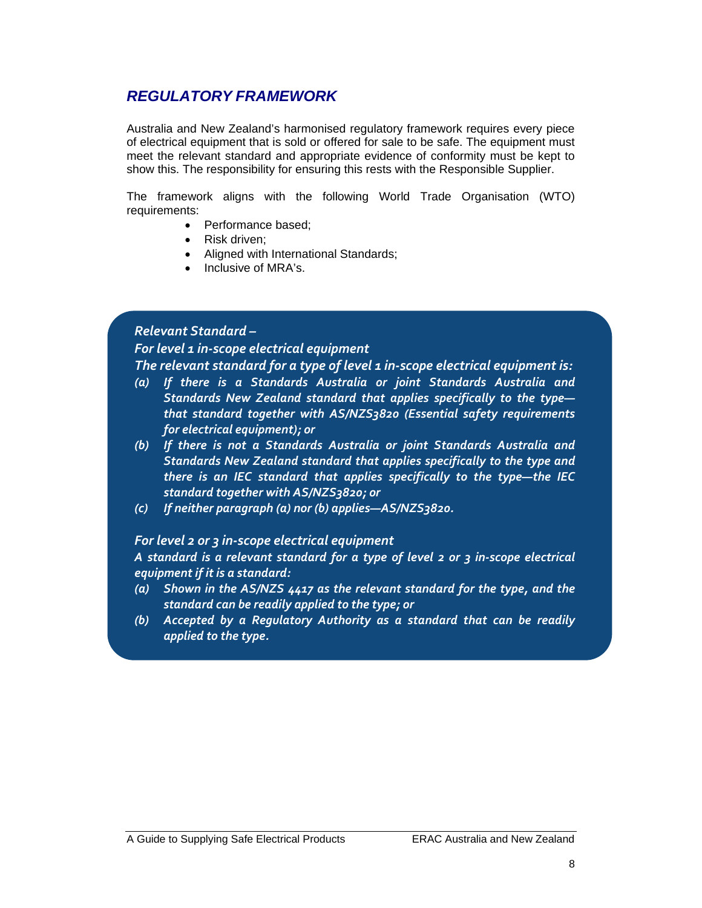## *REGULATORY FRAMEWORK*

Australia and New Zealand's harmonised regulatory framework requires every piece of electrical equipment that is sold or offered for sale to be safe. The equipment must meet the relevant standard and appropriate evidence of conformity must be kept to show this. The responsibility for ensuring this rests with the Responsible Supplier.

The framework aligns with the following World Trade Organisation (WTO) requirements:

- Performance based;
- Risk driven;
- Aligned with International Standards;
- Inclusive of MRA's.

*Relevant Standard –*

*For level 1 in-scope electrical equipment*

*The relevant standard for a type of level 1 in-scope electrical equipment is:*

*(a) If there is a Standards Australia or joint Standards Australia and Standards New Zealand standard that applies specifically to the type—that standard together with AS/NZS3820 (Essential safety requirements for electrical equipment); or*

*(b) If there is not a Standards Australia or joint Standards Australia and Standards New Zealand standard that applies specifically to the type and there is an IEC standard that applies specifically to the type—the IEC standard together with AS/NZS3820; or*

*(c) If neither paragraph (a) nor (b) applies—AS/NZS3820.*

*For level 2 or 3 in-scope electrical equipment*

*A standard is a relevant standard for a type of level 2 or 3 in-scope electrical equipment if it is a standard:*

*(a) Shown in the AS/NZS 4417 as the relevant standard for the type, and the standard can be readily applied to the type; or*

*(b) Accepted by a Regulatory Authority as a standard that can be readily applied to the type.*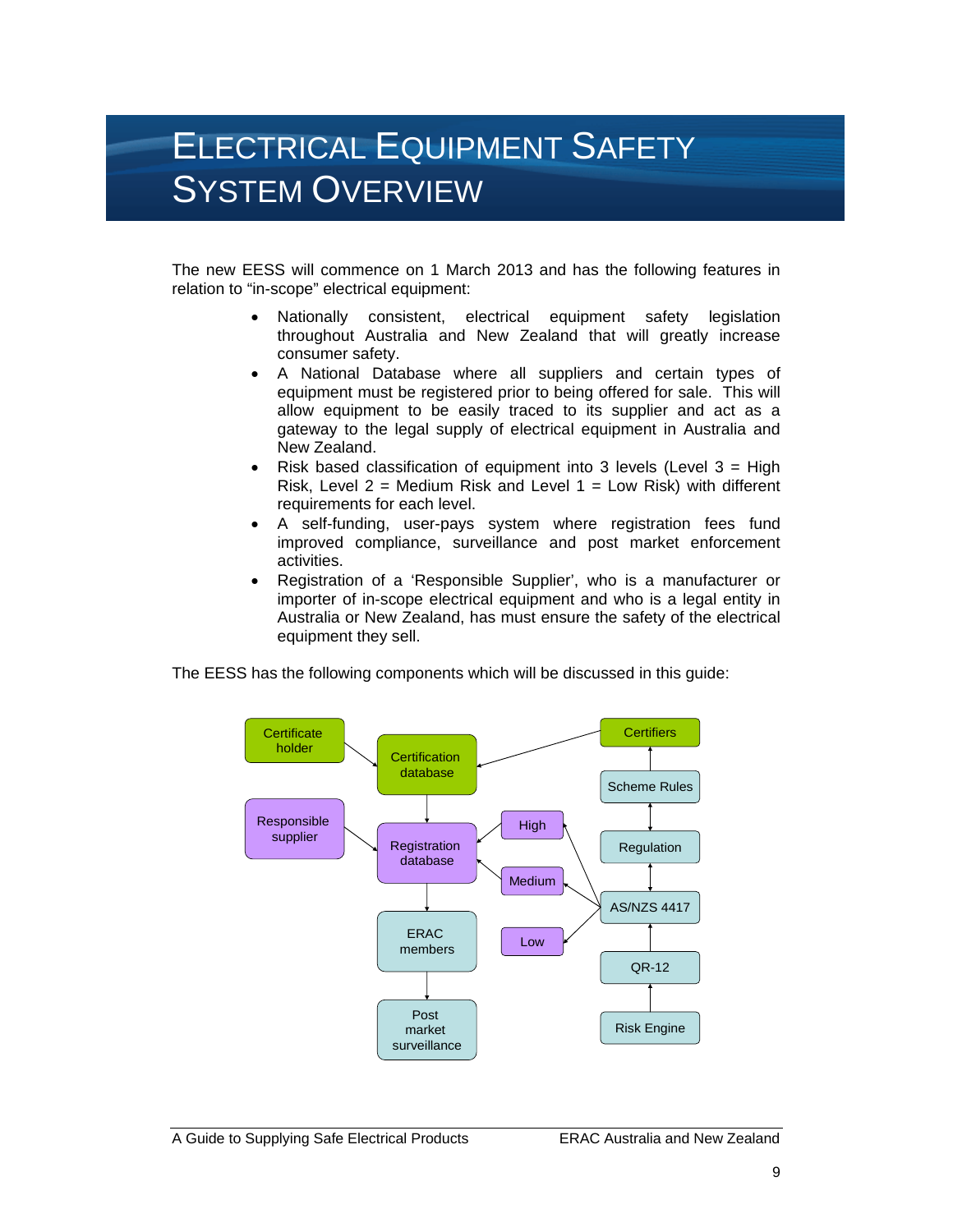# ELECTRICAL EQUIPMENT SAFETY SYSTEM OVERVIEW

The new EESS will commence on 1 March 2013 and has the following features in relation to “in-scope” electrical equipment:

- Nationally consistent, electrical equipment safety legislation throughout Australia and New Zealand that will greatly increase consumer safety.
- A National Database where all suppliers and certain types of equipment must be registered prior to being offered for sale. This will allow equipment to be easily traced to its supplier and act as a gateway to the legal supply of electrical equipment in Australia and New Zealand.
- Risk based classification of equipment into 3 levels (Level 3 = High Risk, Level 2 = Medium Risk and Level 1 = Low Risk) with different requirements for each level.
- A self-funding, user-pays system where registration fees fund improved compliance, surveillance and post market enforcement activities.
- Registration of a ‘Responsible Supplier’, who is a manufacturer or importer of in-scope electrical equipment and who is a legal entity in Australia or New Zealand, has must ensure the safety of the electrical equipment they sell.

The EESS has the following components which will be discussed in this guide:

Certificate holder
Certification database
Certifiers
Scheme Rules
Responsible supplier
Registration database
High
Medium
Low
Regulation
AS/NZS 4417
ERAC members
QR-12
Post market surveillance
Risk Engine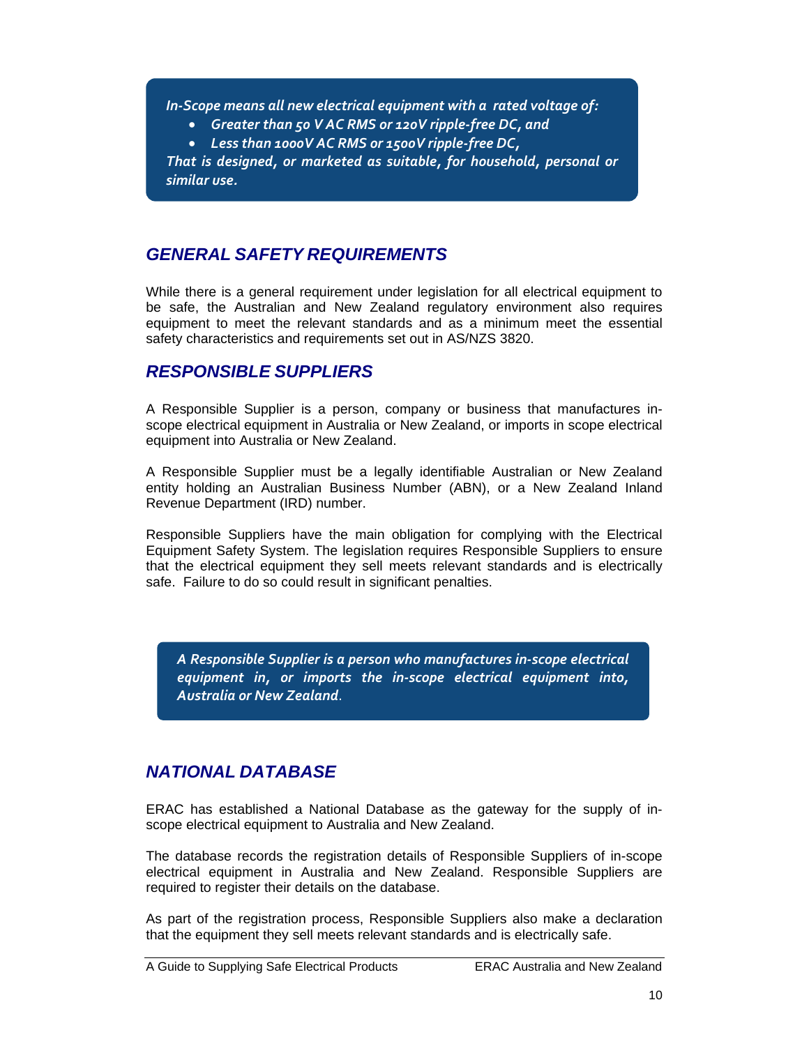*In-Scope means all new electrical equipment with a rated voltage of:*

- ***Greater than 50 V AC RMS or 120V ripple-free DC, and***
- ***Less than 1000V AC RMS or 1500V ripple-free DC,***

***That is designed, or marketed as suitable, for household, personal or similar use.***

## *GENERAL SAFETY REQUIREMENTS*

While there is a general requirement under legislation for all electrical equipment to be safe, the Australian and New Zealand regulatory environment also requires equipment to meet the relevant standards and as a minimum meet the essential safety characteristics and requirements set out in AS/NZS 3820.

## *RESPONSIBLE SUPPLIERS*

A Responsible Supplier is a person, company or business that manufactures in-scope electrical equipment in Australia or New Zealand, or imports in scope electrical equipment into Australia or New Zealand.

A Responsible Supplier must be a legally identifiable Australian or New Zealand entity holding an Australian Business Number (ABN), or a New Zealand Inland Revenue Department (IRD) number.

Responsible Suppliers have the main obligation for complying with the Electrical Equipment Safety System. The legislation requires Responsible Suppliers to ensure that the electrical equipment they sell meets relevant standards and is electrically safe. Failure to do so could result in significant penalties.

***A Responsible Supplier is a person who manufactures in-scope electrical equipment in, or imports the in-scope electrical equipment into, Australia or New Zealand.***

## *NATIONAL DATABASE*

ERAC has established a National Database as the gateway for the supply of in-scope electrical equipment to Australia and New Zealand.

The database records the registration details of Responsible Suppliers of in-scope electrical equipment in Australia and New Zealand. Responsible Suppliers are required to register their details on the database.

As part of the registration process, Responsible Suppliers also make a declaration that the equipment they sell meets relevant standards and is electrically safe.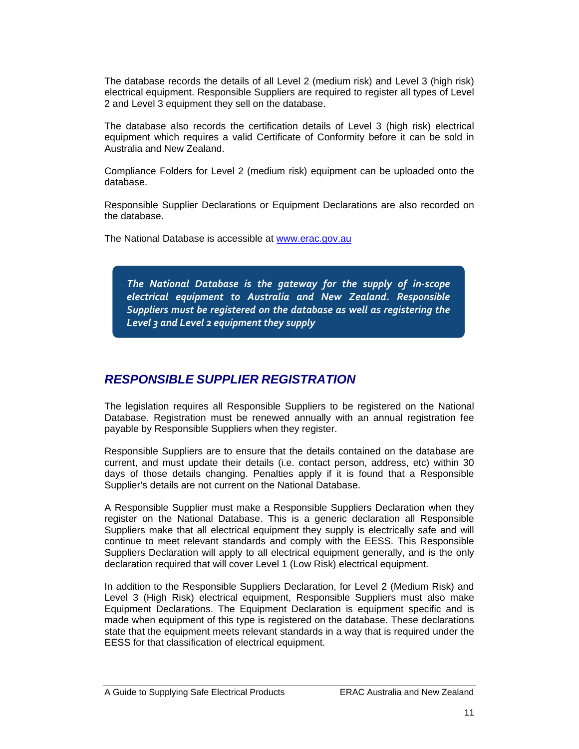The database records the details of all Level 2 (medium risk) and Level 3 (high risk) electrical equipment. Responsible Suppliers are required to register all types of Level 2 and Level 3 equipment they sell on the database.

The database also records the certification details of Level 3 (high risk) electrical equipment which requires a valid Certificate of Conformity before it can be sold in Australia and New Zealand.

Compliance Folders for Level 2 (medium risk) equipment can be uploaded onto the database.

Responsible Supplier Declarations or Equipment Declarations are also recorded on the database.

The National Database is accessible at [www.erac.gov.au](http://www.erac.gov.au)

> ***The National Database is the gateway for the supply of in-scope electrical equipment to Australia and New Zealand. Responsible Suppliers must be registered on the database as well as registering the Level 3 and Level 2 equipment they supply***

## *RESPONSIBLE SUPPLIER REGISTRATION*

The legislation requires all Responsible Suppliers to be registered on the National Database. Registration must be renewed annually with an annual registration fee payable by Responsible Suppliers when they register.

Responsible Suppliers are to ensure that the details contained on the database are current, and must update their details (i.e. contact person, address, etc) within 30 days of those details changing. Penalties apply if it is found that a Responsible Supplier's details are not current on the National Database.

A Responsible Supplier must make a Responsible Suppliers Declaration when they register on the National Database. This is a generic declaration all Responsible Suppliers make that all electrical equipment they supply is electrically safe and will continue to meet relevant standards and comply with the EESS. This Responsible Suppliers Declaration will apply to all electrical equipment generally, and is the only declaration required that will cover Level 1 (Low Risk) electrical equipment.

In addition to the Responsible Suppliers Declaration, for Level 2 (Medium Risk) and Level 3 (High Risk) electrical equipment, Responsible Suppliers must also make Equipment Declarations. The Equipment Declaration is equipment specific and is made when equipment of this type is registered on the database. These declarations state that the equipment meets relevant standards in a way that is required under the EESS for that classification of electrical equipment.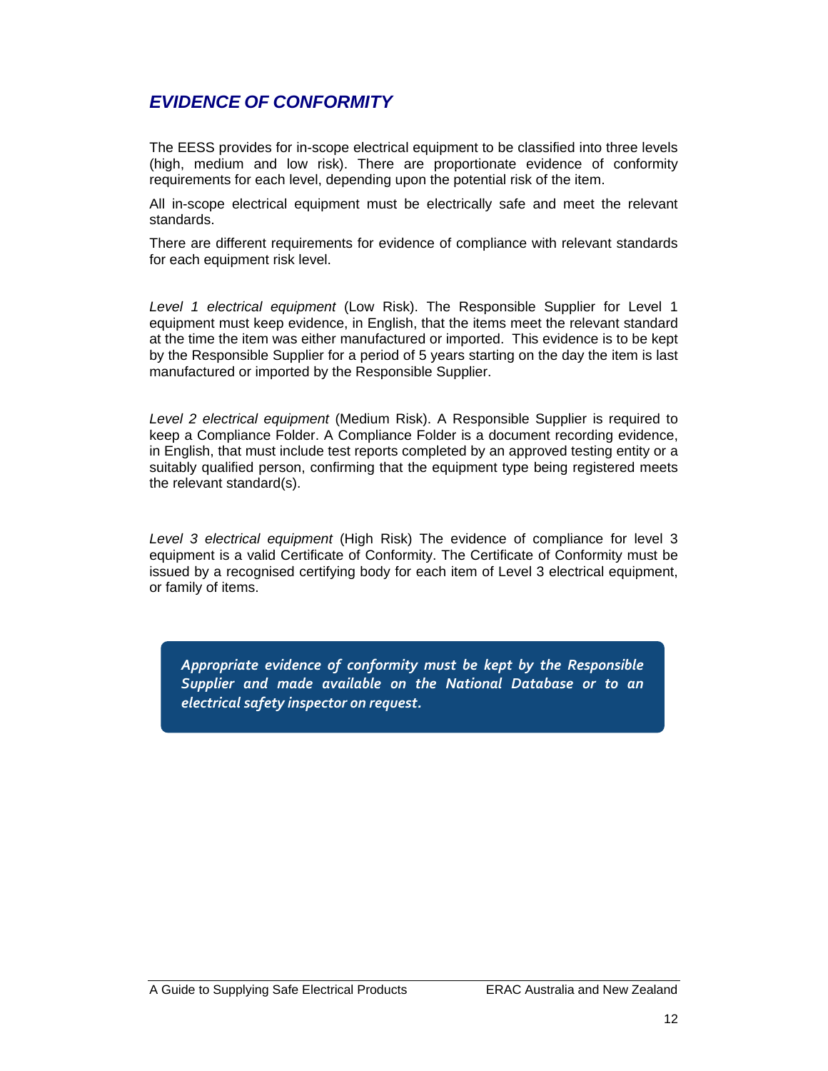## *EVIDENCE OF CONFORMITY*

The EESS provides for in-scope electrical equipment to be classified into three levels (high, medium and low risk). There are proportionate evidence of conformity requirements for each level, depending upon the potential risk of the item.

All in-scope electrical equipment must be electrically safe and meet the relevant standards.

There are different requirements for evidence of compliance with relevant standards for each equipment risk level.

*Level 1 electrical equipment* (Low Risk). The Responsible Supplier for Level 1 equipment must keep evidence, in English, that the items meet the relevant standard at the time the item was either manufactured or imported. This evidence is to be kept by the Responsible Supplier for a period of 5 years starting on the day the item is last manufactured or imported by the Responsible Supplier.

*Level 2 electrical equipment* (Medium Risk). A Responsible Supplier is required to keep a Compliance Folder. A Compliance Folder is a document recording evidence, in English, that must include test reports completed by an approved testing entity or a suitably qualified person, confirming that the equipment type being registered meets the relevant standard(s).

*Level 3 electrical equipment* (High Risk) The evidence of compliance for level 3 equipment is a valid Certificate of Conformity. The Certificate of Conformity must be issued by a recognised certifying body for each item of Level 3 electrical equipment, or family of items.

***Appropriate evidence of conformity must be kept by the Responsible Supplier and made available on the National Database or to an electrical safety inspector on request.***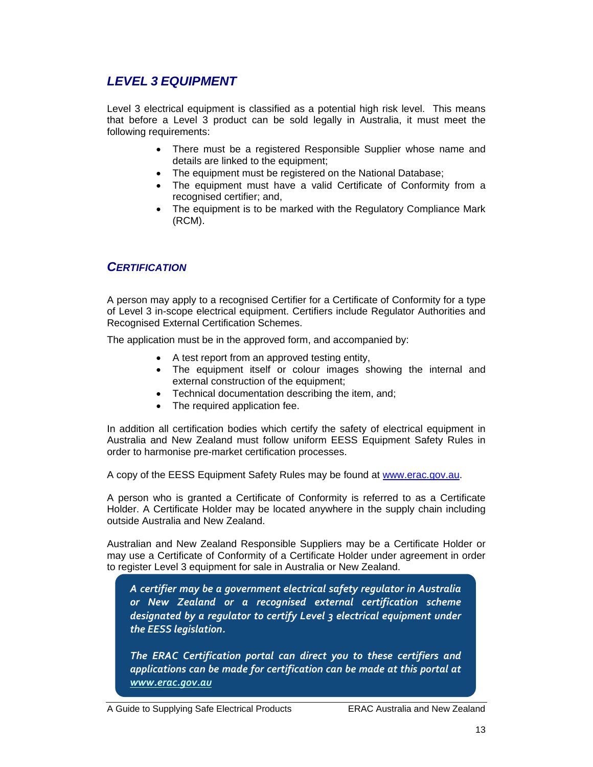## *LEVEL 3 EQUIPMENT*

Level 3 electrical equipment is classified as a potential high risk level. This means that before a Level 3 product can be sold legally in Australia, it must meet the following requirements:

- There must be a registered Responsible Supplier whose name and details are linked to the equipment;
- The equipment must be registered on the National Database;
- The equipment must have a valid Certificate of Conformity from a recognised certifier; and,
- The equipment is to be marked with the Regulatory Compliance Mark (RCM).

### *CERTIFICATION*

A person may apply to a recognised Certifier for a Certificate of Conformity for a type of Level 3 in-scope electrical equipment. Certifiers include Regulator Authorities and Recognised External Certification Schemes.

The application must be in the approved form, and accompanied by:

- A test report from an approved testing entity,
- The equipment itself or colour images showing the internal and external construction of the equipment;
- Technical documentation describing the item, and;
- The required application fee.

In addition all certification bodies which certify the safety of electrical equipment in Australia and New Zealand must follow uniform EESS Equipment Safety Rules in order to harmonise pre-market certification processes.

A copy of the EESS Equipment Safety Rules may be found at www.erac.gov.au.

A person who is granted a Certificate of Conformity is referred to as a Certificate Holder. A Certificate Holder may be located anywhere in the supply chain including outside Australia and New Zealand.

Australian and New Zealand Responsible Suppliers may be a Certificate Holder or may use a Certificate of Conformity of a Certificate Holder under agreement in order to register Level 3 equipment for sale in Australia or New Zealand.

> ***A certifier may be a government electrical safety regulator in Australia or New Zealand or a recognised external certification scheme designated by a regulator to certify Level 3 electrical equipment under the EESS legislation.***
>
> ***The ERAC Certification portal can direct you to these certifiers and applications can be made for certification can be made at this portal at www.erac.gov.au***

A Guide to Supplying Safe Electrical Products — ERAC Australia and New Zealand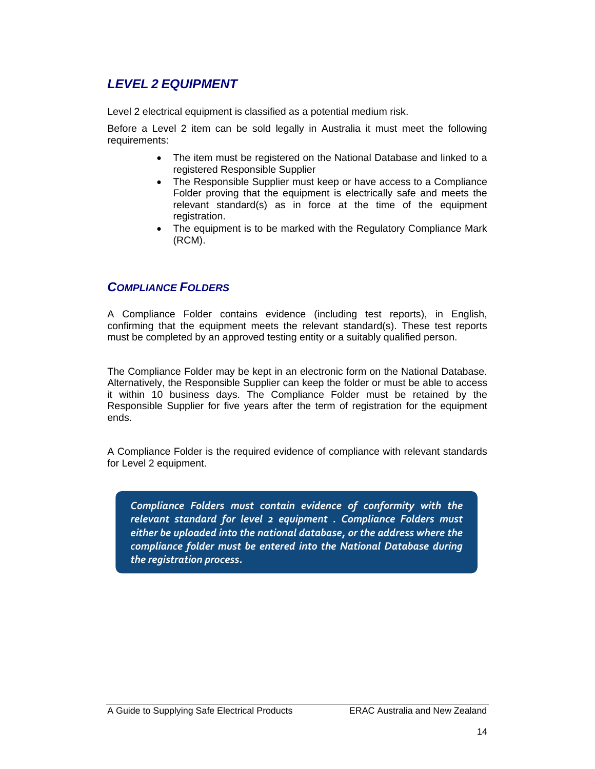## *LEVEL 2 EQUIPMENT*

Level 2 electrical equipment is classified as a potential medium risk.

Before a Level 2 item can be sold legally in Australia it must meet the following requirements:

- The item must be registered on the National Database and linked to a registered Responsible Supplier
- The Responsible Supplier must keep or have access to a Compliance Folder proving that the equipment is electrically safe and meets the relevant standard(s) as in force at the time of the equipment registration.
- The equipment is to be marked with the Regulatory Compliance Mark (RCM).

### *COMPLIANCE FOLDERS*

A Compliance Folder contains evidence (including test reports), in English, confirming that the equipment meets the relevant standard(s). These test reports must be completed by an approved testing entity or a suitably qualified person.

The Compliance Folder may be kept in an electronic form on the National Database. Alternatively, the Responsible Supplier can keep the folder or must be able to access it within 10 business days. The Compliance Folder must be retained by the Responsible Supplier for five years after the term of registration for the equipment ends.

A Compliance Folder is the required evidence of compliance with relevant standards for Level 2 equipment.

> ***Compliance Folders must contain evidence of conformity with the relevant standard for level 2 equipment . Compliance Folders must either be uploaded into the national database, or the address where the compliance folder must be entered into the National Database during the registration process.***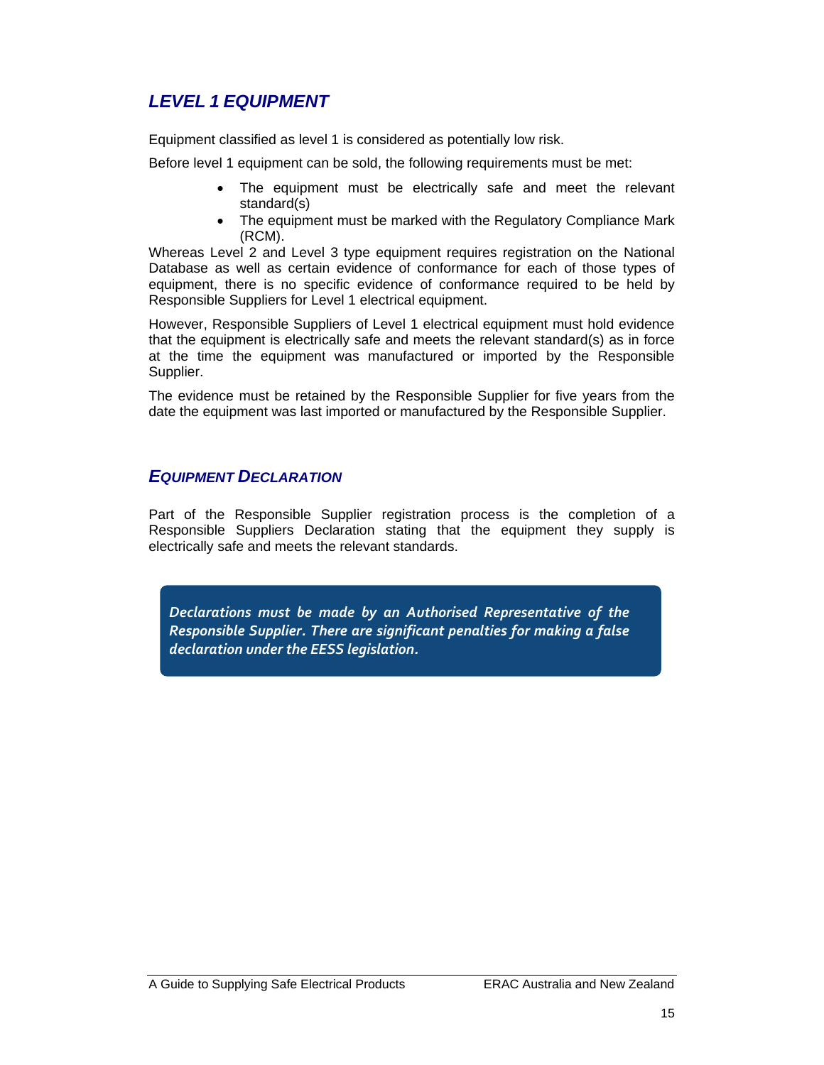## *LEVEL 1 EQUIPMENT*

Equipment classified as level 1 is considered as potentially low risk.

Before level 1 equipment can be sold, the following requirements must be met:

- The equipment must be electrically safe and meet the relevant standard(s)
- The equipment must be marked with the Regulatory Compliance Mark (RCM).

Whereas Level 2 and Level 3 type equipment requires registration on the National Database as well as certain evidence of conformance for each of those types of equipment, there is no specific evidence of conformance required to be held by Responsible Suppliers for Level 1 electrical equipment.

However, Responsible Suppliers of Level 1 electrical equipment must hold evidence that the equipment is electrically safe and meets the relevant standard(s) as in force at the time the equipment was manufactured or imported by the Responsible Supplier.

The evidence must be retained by the Responsible Supplier for five years from the date the equipment was last imported or manufactured by the Responsible Supplier.

### *EQUIPMENT DECLARATION*

Part of the Responsible Supplier registration process is the completion of a Responsible Suppliers Declaration stating that the equipment they supply is electrically safe and meets the relevant standards.

> ***Declarations must be made by an Authorised Representative of the Responsible Supplier. There are significant penalties for making a false declaration under the EESS legislation.***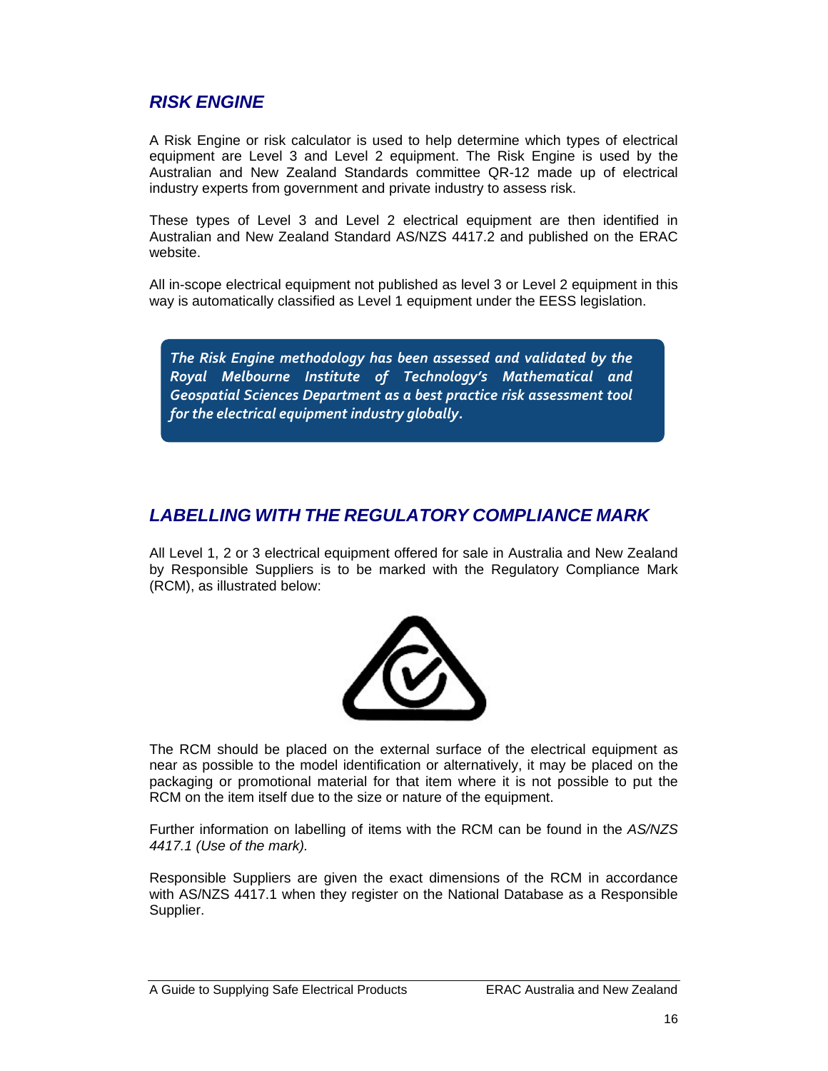## RISK ENGINE

A Risk Engine or risk calculator is used to help determine which types of electrical equipment are Level 3 and Level 2 equipment. The Risk Engine is used by the Australian and New Zealand Standards committee QR-12 made up of electrical industry experts from government and private industry to assess risk.

These types of Level 3 and Level 2 electrical equipment are then identified in Australian and New Zealand Standard AS/NZS 4417.2 and published on the ERAC website.

All in-scope electrical equipment not published as level 3 or Level 2 equipment in this way is automatically classified as Level 1 equipment under the EESS legislation.

> ***The Risk Engine methodology has been assessed and validated by the Royal Melbourne Institute of Technology's Mathematical and Geospatial Sciences Department as a best practice risk assessment tool for the electrical equipment industry globally.***

## LABELLING WITH THE REGULATORY COMPLIANCE MARK

All Level 1, 2 or 3 electrical equipment offered for sale in Australia and New Zealand by Responsible Suppliers is to be marked with the Regulatory Compliance Mark (RCM), as illustrated below:

The RCM should be placed on the external surface of the electrical equipment as near as possible to the model identification or alternatively, it may be placed on the packaging or promotional material for that item where it is not possible to put the RCM on the item itself due to the size or nature of the equipment.

Further information on labelling of items with the RCM can be found in the *AS/NZS 4417.1 (Use of the mark).*

Responsible Suppliers are given the exact dimensions of the RCM in accordance with AS/NZS 4417.1 when they register on the National Database as a Responsible Supplier.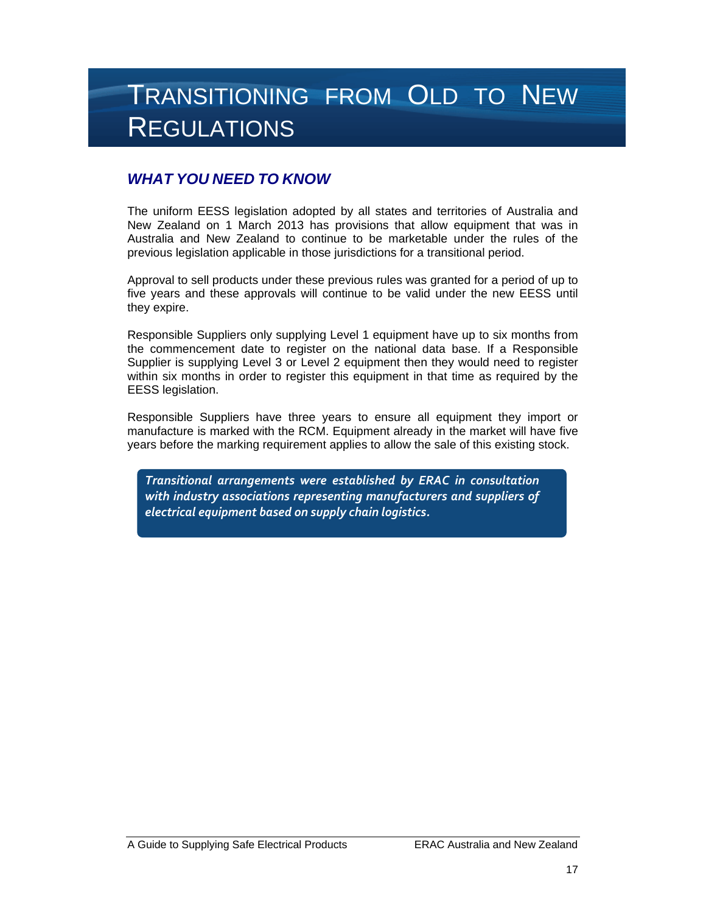# Transitioning from Old to New Regulations

## *WHAT YOU NEED TO KNOW*

The uniform EESS legislation adopted by all states and territories of Australia and New Zealand on 1 March 2013 has provisions that allow equipment that was in Australia and New Zealand to continue to be marketable under the rules of the previous legislation applicable in those jurisdictions for a transitional period.

Approval to sell products under these previous rules was granted for a period of up to five years and these approvals will continue to be valid under the new EESS until they expire.

Responsible Suppliers only supplying Level 1 equipment have up to six months from the commencement date to register on the national data base. If a Responsible Supplier is supplying Level 3 or Level 2 equipment then they would need to register within six months in order to register this equipment in that time as required by the EESS legislation.

Responsible Suppliers have three years to ensure all equipment they import or manufacture is marked with the RCM. Equipment already in the market will have five years before the marking requirement applies to allow the sale of this existing stock.

> ***Transitional arrangements were established by ERAC in consultation with industry associations representing manufacturers and suppliers of electrical equipment based on supply chain logistics.***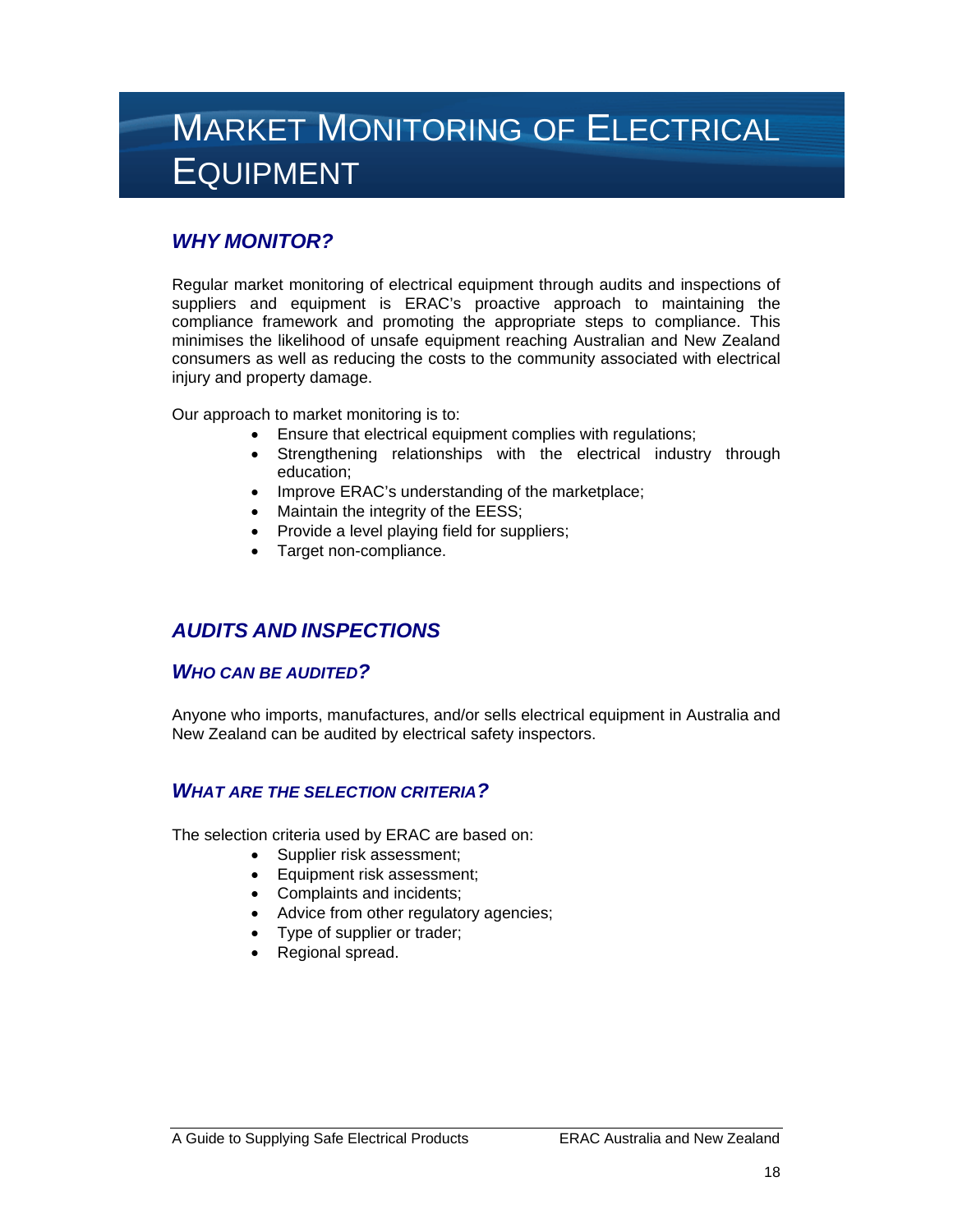# Market Monitoring of Electrical Equipment

## *WHY MONITOR?*

Regular market monitoring of electrical equipment through audits and inspections of suppliers and equipment is ERAC's proactive approach to maintaining the compliance framework and promoting the appropriate steps to compliance. This minimises the likelihood of unsafe equipment reaching Australian and New Zealand consumers as well as reducing the costs to the community associated with electrical injury and property damage.

Our approach to market monitoring is to:

- Ensure that electrical equipment complies with regulations;
- Strengthening relationships with the electrical industry through education;
- Improve ERAC's understanding of the marketplace;
- Maintain the integrity of the EESS;
- Provide a level playing field for suppliers;
- Target non-compliance.

## *AUDITS AND INSPECTIONS*

### *Who can be audited?*

Anyone who imports, manufactures, and/or sells electrical equipment in Australia and New Zealand can be audited by electrical safety inspectors.

### *What are the selection criteria?*

The selection criteria used by ERAC are based on:

- Supplier risk assessment;
- Equipment risk assessment;
- Complaints and incidents;
- Advice from other regulatory agencies;
- Type of supplier or trader;
- Regional spread.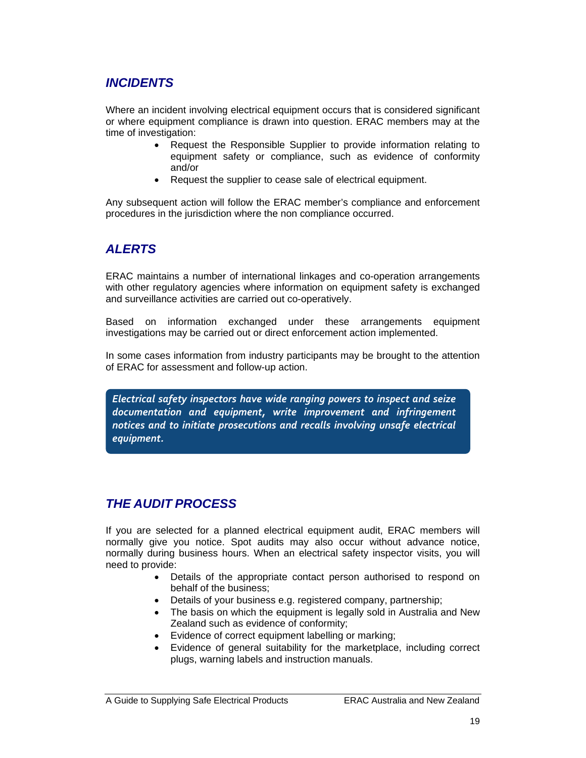## *INCIDENTS*

Where an incident involving electrical equipment occurs that is considered significant or where equipment compliance is drawn into question. ERAC members may at the time of investigation:

- Request the Responsible Supplier to provide information relating to equipment safety or compliance, such as evidence of conformity and/or
- Request the supplier to cease sale of electrical equipment.

Any subsequent action will follow the ERAC member's compliance and enforcement procedures in the jurisdiction where the non compliance occurred.

## *ALERTS*

ERAC maintains a number of international linkages and co-operation arrangements with other regulatory agencies where information on equipment safety is exchanged and surveillance activities are carried out co-operatively.

Based on information exchanged under these arrangements equipment investigations may be carried out or direct enforcement action implemented.

In some cases information from industry participants may be brought to the attention of ERAC for assessment and follow-up action.

> ***Electrical safety inspectors have wide ranging powers to inspect and seize documentation and equipment, write improvement and infringement notices and to initiate prosecutions and recalls involving unsafe electrical equipment.***

## *THE AUDIT PROCESS*

If you are selected for a planned electrical equipment audit, ERAC members will normally give you notice. Spot audits may also occur without advance notice, normally during business hours. When an electrical safety inspector visits, you will need to provide:

- Details of the appropriate contact person authorised to respond on behalf of the business;
- Details of your business e.g. registered company, partnership;
- The basis on which the equipment is legally sold in Australia and New Zealand such as evidence of conformity;
- Evidence of correct equipment labelling or marking;
- Evidence of general suitability for the marketplace, including correct plugs, warning labels and instruction manuals.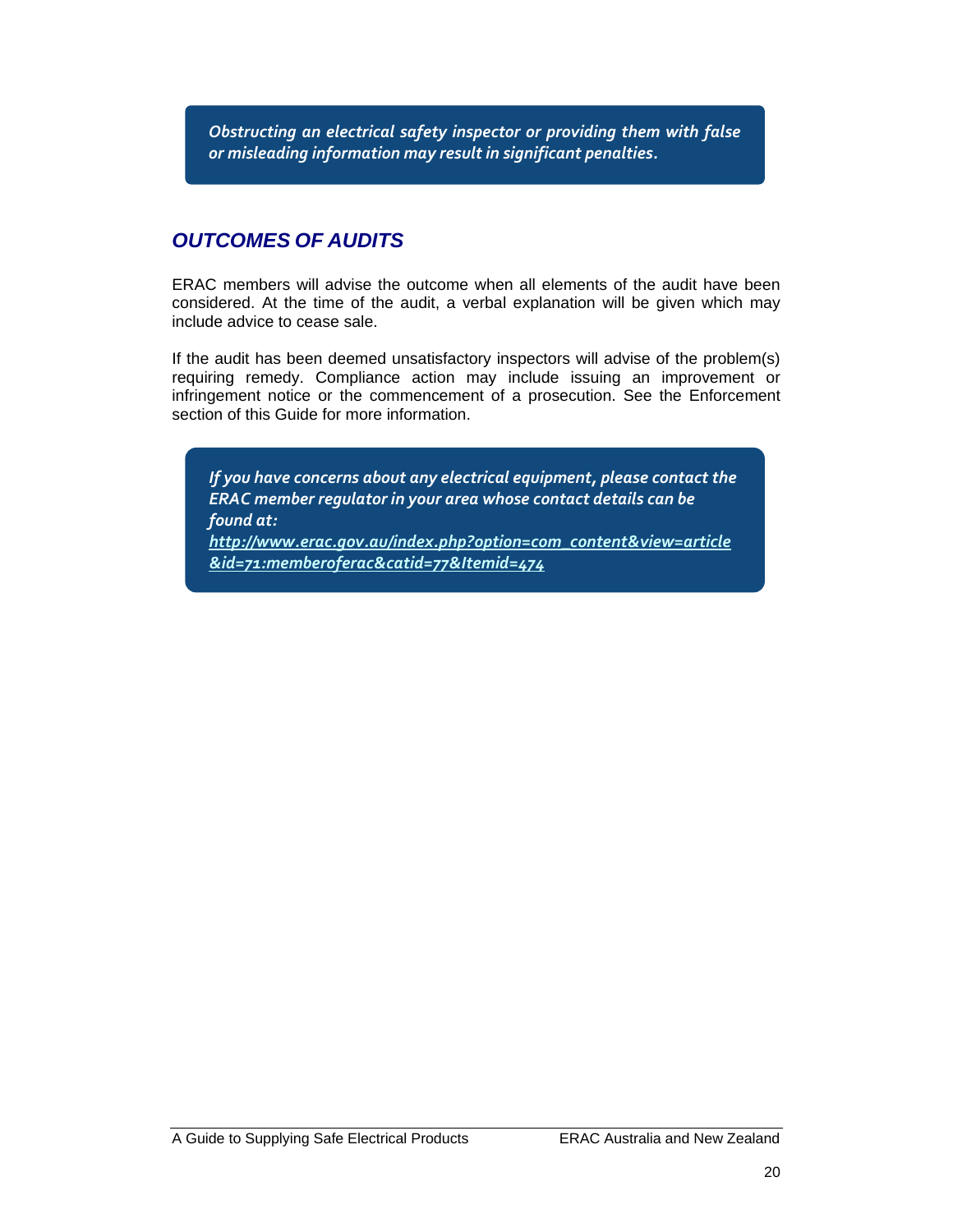*Obstructing an electrical safety inspector or providing them with false or misleading information may result in significant penalties.*

## *OUTCOMES OF AUDITS*

ERAC members will advise the outcome when all elements of the audit have been considered. At the time of the audit, a verbal explanation will be given which may include advice to cease sale.

If the audit has been deemed unsatisfactory inspectors will advise of the problem(s) requiring remedy. Compliance action may include issuing an improvement or infringement notice or the commencement of a prosecution. See the Enforcement section of this Guide for more information.

*If you have concerns about any electrical equipment, please contact the ERAC member regulator in your area whose contact details can be found at:*
*http://www.erac.gov.au/index.php?option=com_content&view=article&id=71:memberoferac&catid=77&Itemid=474*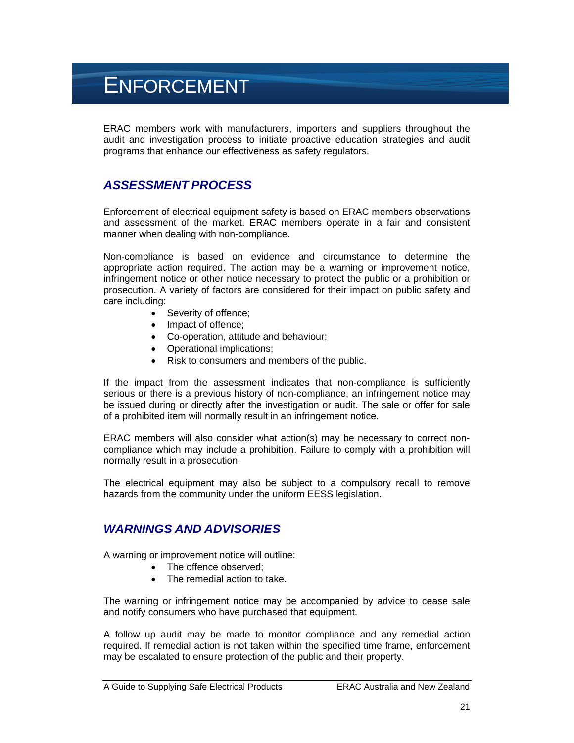# Enforcement

ERAC members work with manufacturers, importers and suppliers throughout the audit and investigation process to initiate proactive education strategies and audit programs that enhance our effectiveness as safety regulators.

## *ASSESSMENT PROCESS*

Enforcement of electrical equipment safety is based on ERAC members observations and assessment of the market. ERAC members operate in a fair and consistent manner when dealing with non-compliance.

Non-compliance is based on evidence and circumstance to determine the appropriate action required. The action may be a warning or improvement notice, infringement notice or other notice necessary to protect the public or a prohibition or prosecution. A variety of factors are considered for their impact on public safety and care including:

- Severity of offence;
- Impact of offence;
- Co-operation, attitude and behaviour;
- Operational implications;
- Risk to consumers and members of the public.

If the impact from the assessment indicates that non-compliance is sufficiently serious or there is a previous history of non-compliance, an infringement notice may be issued during or directly after the investigation or audit. The sale or offer for sale of a prohibited item will normally result in an infringement notice.

ERAC members will also consider what action(s) may be necessary to correct non-compliance which may include a prohibition. Failure to comply with a prohibition will normally result in a prosecution.

The electrical equipment may also be subject to a compulsory recall to remove hazards from the community under the uniform EESS legislation.

## *WARNINGS AND ADVISORIES*

A warning or improvement notice will outline:

- The offence observed;
- The remedial action to take.

The warning or infringement notice may be accompanied by advice to cease sale and notify consumers who have purchased that equipment.

A follow up audit may be made to monitor compliance and any remedial action required. If remedial action is not taken within the specified time frame, enforcement may be escalated to ensure protection of the public and their property.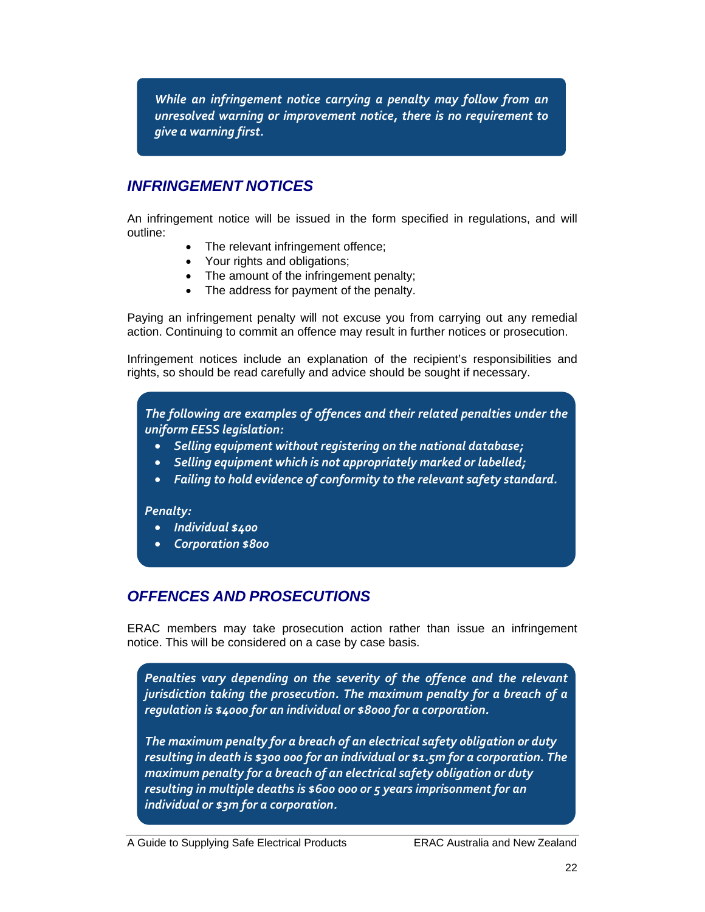*While an infringement notice carrying a penalty may follow from an unresolved warning or improvement notice, there is no requirement to give a warning first.*

## *INFRINGEMENT NOTICES*

An infringement notice will be issued in the form specified in regulations, and will outline:

- The relevant infringement offence;
- Your rights and obligations;
- The amount of the infringement penalty;
- The address for payment of the penalty.

Paying an infringement penalty will not excuse you from carrying out any remedial action. Continuing to commit an offence may result in further notices or prosecution.

Infringement notices include an explanation of the recipient's responsibilities and rights, so should be read carefully and advice should be sought if necessary.

***The following are examples of offences and their related penalties under the uniform EESS legislation:***

- ***Selling equipment without registering on the national database;***
- ***Selling equipment which is not appropriately marked or labelled;***
- ***Failing to hold evidence of conformity to the relevant safety standard.***

***Penalty:***

- ***Individual $400***
- ***Corporation $800***

## *OFFENCES AND PROSECUTIONS*

ERAC members may take prosecution action rather than issue an infringement notice. This will be considered on a case by case basis.

***Penalties vary depending on the severity of the offence and the relevant jurisdiction taking the prosecution. The maximum penalty for a breach of a regulation is $4000 for an individual or $8000 for a corporation.***

***The maximum penalty for a breach of an electrical safety obligation or duty resulting in death is $300 000 for an individual or $1.5m for a corporation. The maximum penalty for a breach of an electrical safety obligation or duty resulting in multiple deaths is $600 000 or 5 years imprisonment for an individual or $3m for a corporation.***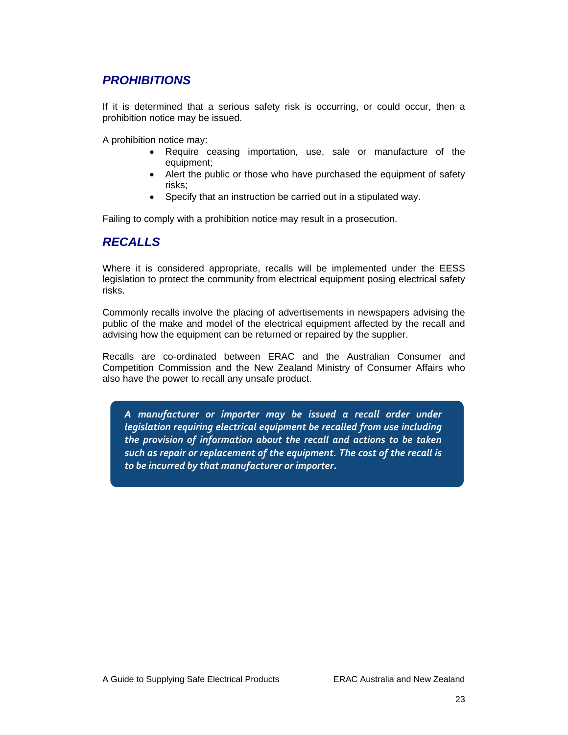## *PROHIBITIONS*

If it is determined that a serious safety risk is occurring, or could occur, then a prohibition notice may be issued.

A prohibition notice may:

- Require ceasing importation, use, sale or manufacture of the equipment;
- Alert the public or those who have purchased the equipment of safety risks;
- Specify that an instruction be carried out in a stipulated way.

Failing to comply with a prohibition notice may result in a prosecution.

## *RECALLS*

Where it is considered appropriate, recalls will be implemented under the EESS legislation to protect the community from electrical equipment posing electrical safety risks.

Commonly recalls involve the placing of advertisements in newspapers advising the public of the make and model of the electrical equipment affected by the recall and advising how the equipment can be returned or repaired by the supplier.

Recalls are co-ordinated between ERAC and the Australian Consumer and Competition Commission and the New Zealand Ministry of Consumer Affairs who also have the power to recall any unsafe product.

> ***A manufacturer or importer may be issued a recall order under legislation requiring electrical equipment be recalled from use including the provision of information about the recall and actions to be taken such as repair or replacement of the equipment. The cost of the recall is to be incurred by that manufacturer or importer.***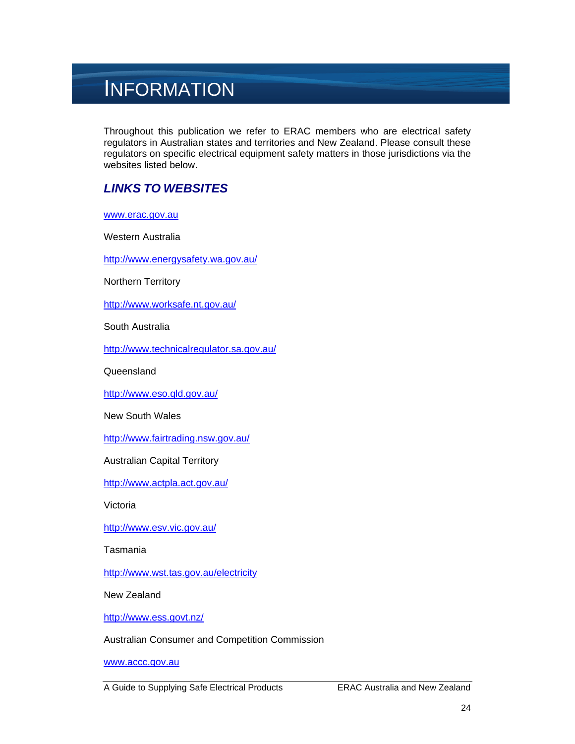# INFORMATION

Throughout this publication we refer to ERAC members who are electrical safety regulators in Australian states and territories and New Zealand. Please consult these regulators on specific electrical equipment safety matters in those jurisdictions via the websites listed below.

## *LINKS TO WEBSITES*

www.erac.gov.au

Western Australia

http://www.energysafety.wa.gov.au/

Northern Territory

http://www.worksafe.nt.gov.au/

South Australia

http://www.technicalregulator.sa.gov.au/

Queensland

http://www.eso.qld.gov.au/

New South Wales

http://www.fairtrading.nsw.gov.au/

Australian Capital Territory

http://www.actpla.act.gov.au/

Victoria

http://www.esv.vic.gov.au/

Tasmania

http://www.wst.tas.gov.au/electricity

New Zealand

http://www.ess.govt.nz/

Australian Consumer and Competition Commission

www.accc.gov.au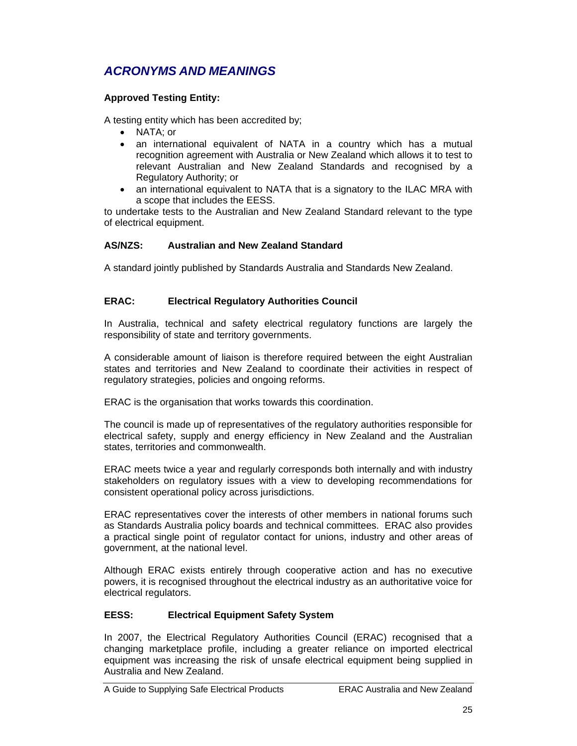## *ACRONYMS AND MEANINGS*

**Approved Testing Entity:**

A testing entity which has been accredited by;

- NATA; or
- an international equivalent of NATA in a country which has a mutual recognition agreement with Australia or New Zealand which allows it to test to relevant Australian and New Zealand Standards and recognised by a Regulatory Authority; or
- an international equivalent to NATA that is a signatory to the ILAC MRA with a scope that includes the EESS.

to undertake tests to the Australian and New Zealand Standard relevant to the type of electrical equipment.

**AS/NZS: Australian and New Zealand Standard**

A standard jointly published by Standards Australia and Standards New Zealand.

**ERAC: Electrical Regulatory Authorities Council**

In Australia, technical and safety electrical regulatory functions are largely the responsibility of state and territory governments.

A considerable amount of liaison is therefore required between the eight Australian states and territories and New Zealand to coordinate their activities in respect of regulatory strategies, policies and ongoing reforms.

ERAC is the organisation that works towards this coordination.

The council is made up of representatives of the regulatory authorities responsible for electrical safety, supply and energy efficiency in New Zealand and the Australian states, territories and commonwealth.

ERAC meets twice a year and regularly corresponds both internally and with industry stakeholders on regulatory issues with a view to developing recommendations for consistent operational policy across jurisdictions.

ERAC representatives cover the interests of other members in national forums such as Standards Australia policy boards and technical committees. ERAC also provides a practical single point of regulator contact for unions, industry and other areas of government, at the national level.

Although ERAC exists entirely through cooperative action and has no executive powers, it is recognised throughout the electrical industry as an authoritative voice for electrical regulators.

**EESS: Electrical Equipment Safety System**

In 2007, the Electrical Regulatory Authorities Council (ERAC) recognised that a changing marketplace profile, including a greater reliance on imported electrical equipment was increasing the risk of unsafe electrical equipment being supplied in Australia and New Zealand.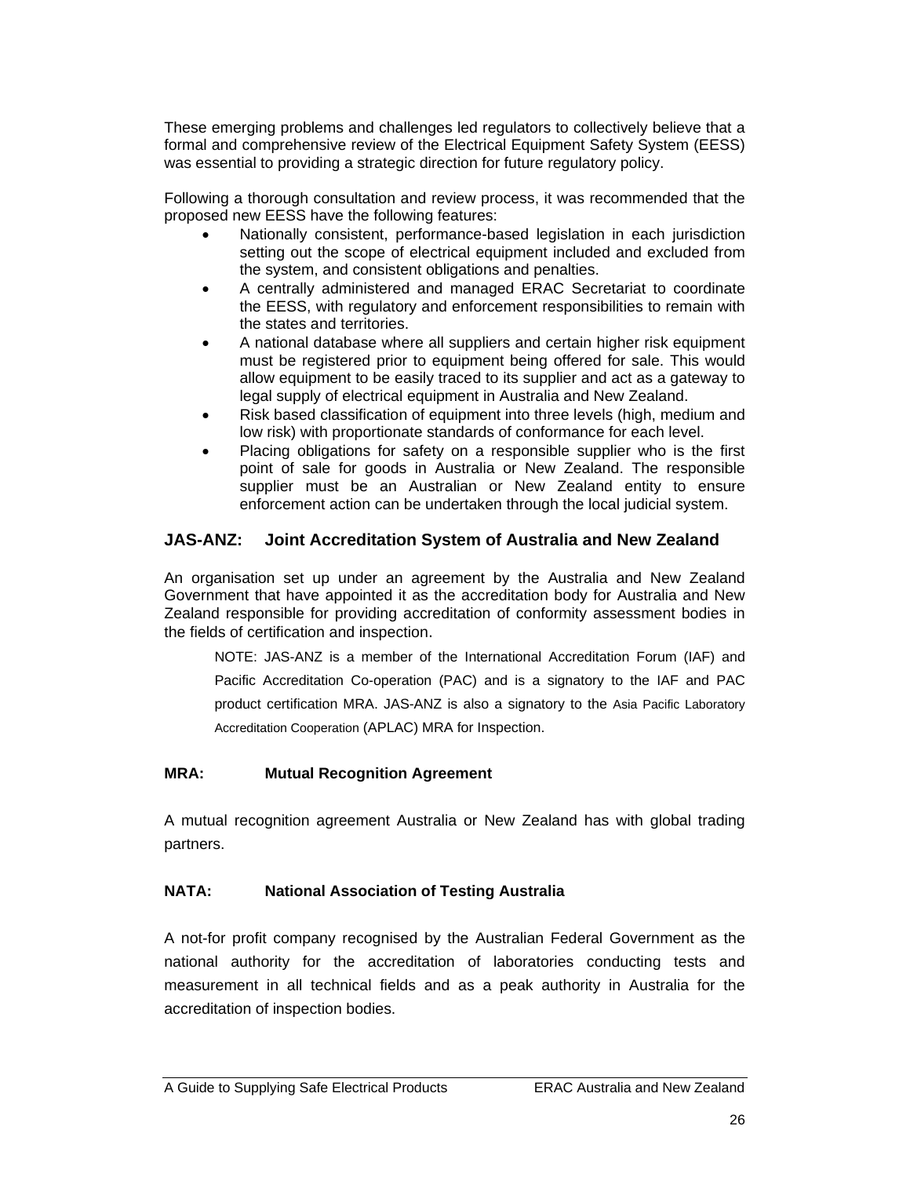These emerging problems and challenges led regulators to collectively believe that a formal and comprehensive review of the Electrical Equipment Safety System (EESS) was essential to providing a strategic direction for future regulatory policy.

Following a thorough consultation and review process, it was recommended that the proposed new EESS have the following features:

- Nationally consistent, performance-based legislation in each jurisdiction setting out the scope of electrical equipment included and excluded from the system, and consistent obligations and penalties.
- A centrally administered and managed ERAC Secretariat to coordinate the EESS, with regulatory and enforcement responsibilities to remain with the states and territories.
- A national database where all suppliers and certain higher risk equipment must be registered prior to equipment being offered for sale. This would allow equipment to be easily traced to its supplier and act as a gateway to legal supply of electrical equipment in Australia and New Zealand.
- Risk based classification of equipment into three levels (high, medium and low risk) with proportionate standards of conformance for each level.
- Placing obligations for safety on a responsible supplier who is the first point of sale for goods in Australia or New Zealand. The responsible supplier must be an Australian or New Zealand entity to ensure enforcement action can be undertaken through the local judicial system.

### JAS-ANZ: Joint Accreditation System of Australia and New Zealand

An organisation set up under an agreement by the Australia and New Zealand Government that have appointed it as the accreditation body for Australia and New Zealand responsible for providing accreditation of conformity assessment bodies in the fields of certification and inspection.

> NOTE: JAS-ANZ is a member of the International Accreditation Forum (IAF) and Pacific Accreditation Co-operation (PAC) and is a signatory to the IAF and PAC product certification MRA. JAS-ANZ is also a signatory to the Asia Pacific Laboratory Accreditation Cooperation (APLAC) MRA for Inspection.

**MRA: Mutual Recognition Agreement**

A mutual recognition agreement Australia or New Zealand has with global trading partners.

**NATA: National Association of Testing Australia**

A not-for profit company recognised by the Australian Federal Government as the national authority for the accreditation of laboratories conducting tests and measurement in all technical fields and as a peak authority in Australia for the accreditation of inspection bodies.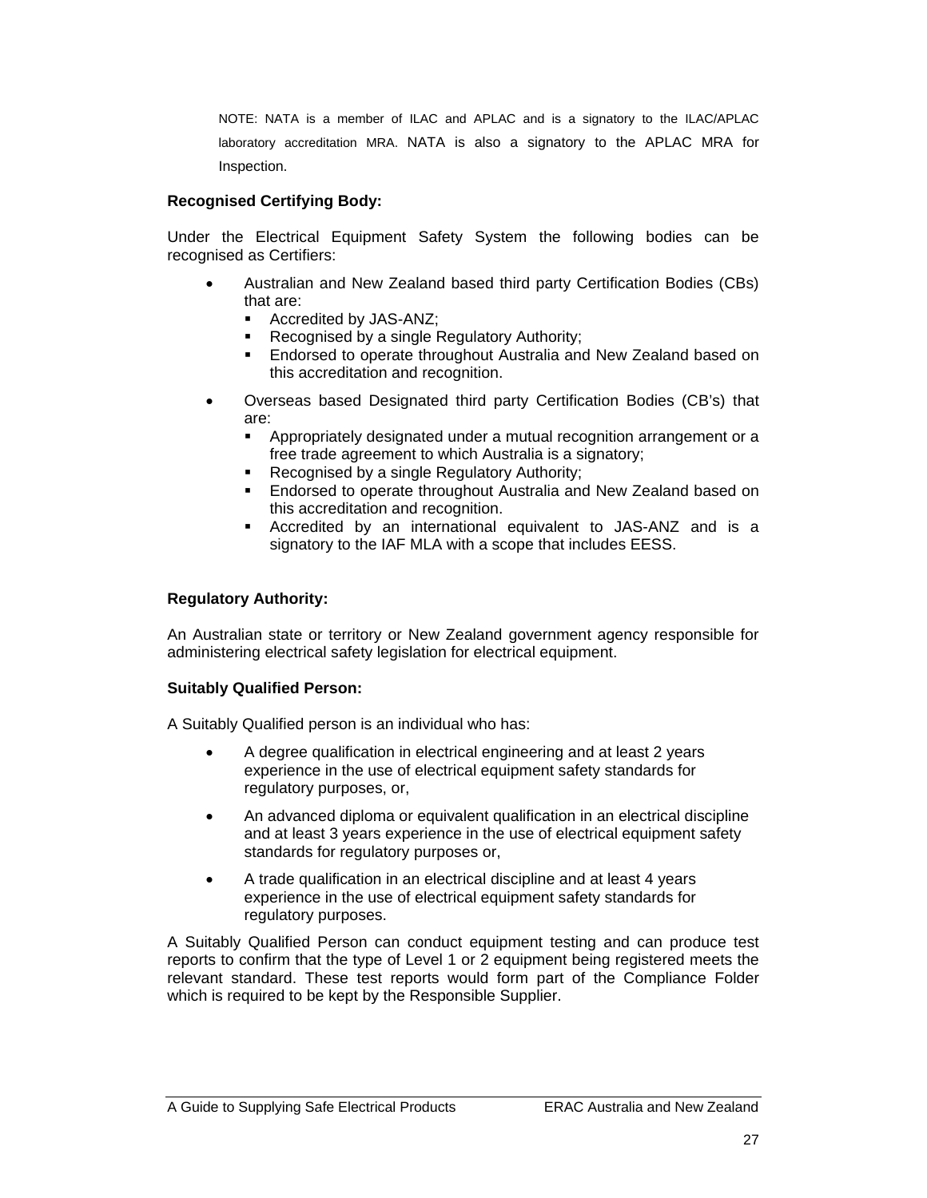NOTE: NATA is a member of ILAC and APLAC and is a signatory to the ILAC/APLAC laboratory accreditation MRA. NATA is also a signatory to the APLAC MRA for Inspection.

**Recognised Certifying Body:**

Under the Electrical Equipment Safety System the following bodies can be recognised as Certifiers:

- Australian and New Zealand based third party Certification Bodies (CBs) that are:
  - Accredited by JAS-ANZ;
  - Recognised by a single Regulatory Authority;
  - Endorsed to operate throughout Australia and New Zealand based on this accreditation and recognition.
- Overseas based Designated third party Certification Bodies (CB's) that are:
  - Appropriately designated under a mutual recognition arrangement or a free trade agreement to which Australia is a signatory;
  - Recognised by a single Regulatory Authority;
  - Endorsed to operate throughout Australia and New Zealand based on this accreditation and recognition.
  - Accredited by an international equivalent to JAS-ANZ and is a signatory to the IAF MLA with a scope that includes EESS.

**Regulatory Authority:**

An Australian state or territory or New Zealand government agency responsible for administering electrical safety legislation for electrical equipment.

**Suitably Qualified Person:**

A Suitably Qualified person is an individual who has:

- A degree qualification in electrical engineering and at least 2 years experience in the use of electrical equipment safety standards for regulatory purposes, or,
- An advanced diploma or equivalent qualification in an electrical discipline and at least 3 years experience in the use of electrical equipment safety standards for regulatory purposes or,
- A trade qualification in an electrical discipline and at least 4 years experience in the use of electrical equipment safety standards for regulatory purposes.

A Suitably Qualified Person can conduct equipment testing and can produce test reports to confirm that the type of Level 1 or 2 equipment being registered meets the relevant standard. These test reports would form part of the Compliance Folder which is required to be kept by the Responsible Supplier.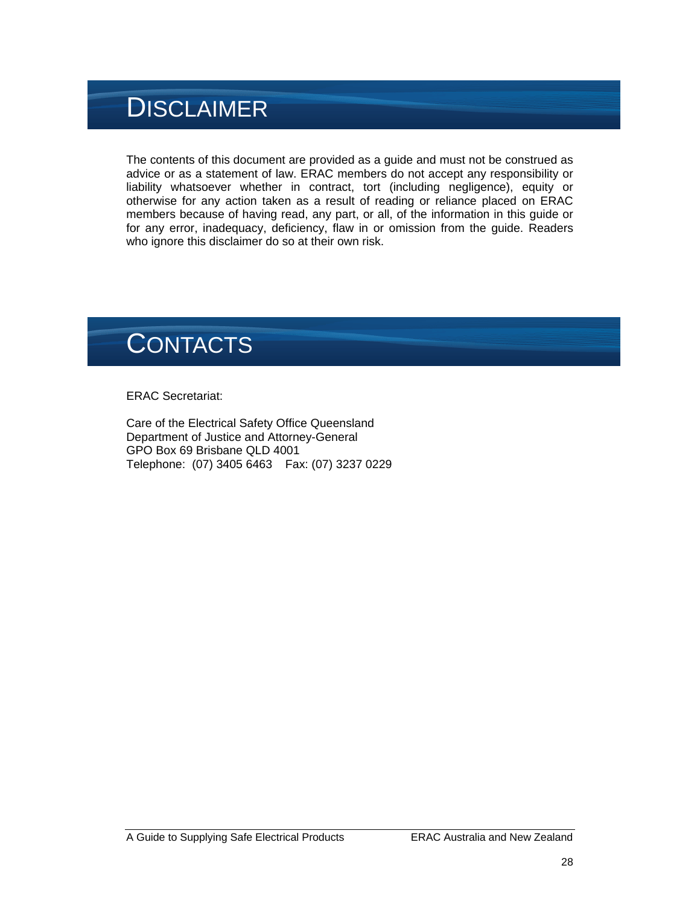# DISCLAIMER

The contents of this document are provided as a guide and must not be construed as advice or as a statement of law. ERAC members do not accept any responsibility or liability whatsoever whether in contract, tort (including negligence), equity or otherwise for any action taken as a result of reading or reliance placed on ERAC members because of having read, any part, or all, of the information in this guide or for any error, inadequacy, deficiency, flaw in or omission from the guide. Readers who ignore this disclaimer do so at their own risk.

# CONTACTS

ERAC Secretariat:

Care of the Electrical Safety Office Queensland
Department of Justice and Attorney-General
GPO Box 69 Brisbane QLD 4001
Telephone: (07) 3405 6463 Fax: (07) 3237 0229